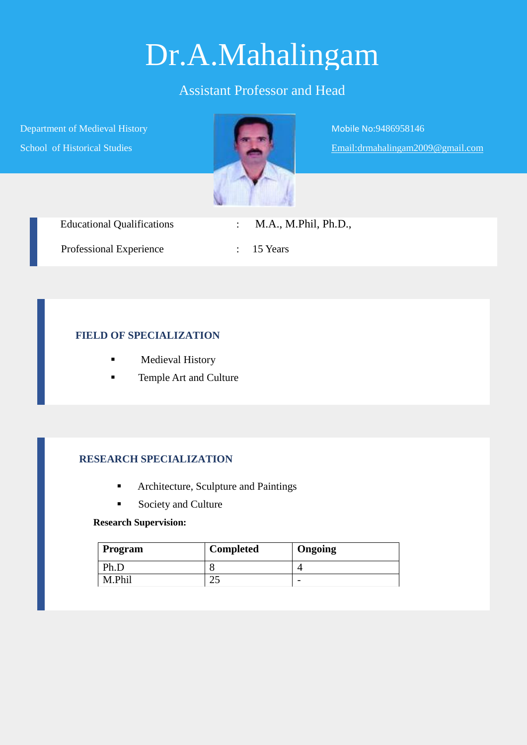# Dr.A.Mahalingam

Assistant Professor and Head

Department of Medieval History

School of Historical Studies

Mobile No:9486958146

Email:drmahalingam2009@gmail.com

Educational Qualifications : M.A., M.Phil, Ph.D.,

Professional Experience : 15 Years

## FIELD OF SPECIALIZATION

- Medieval History
- Temple Art and Culture

## RESEARCH SPECIALIZATION

- Architecture, Sculpture and Paintings
- Society and Culture

**Research Supervision:**

| Program | Completed | Ongoing |
|---|---|---|
| Ph.D | 8 | 4 |
| M.Phil | 25 | - |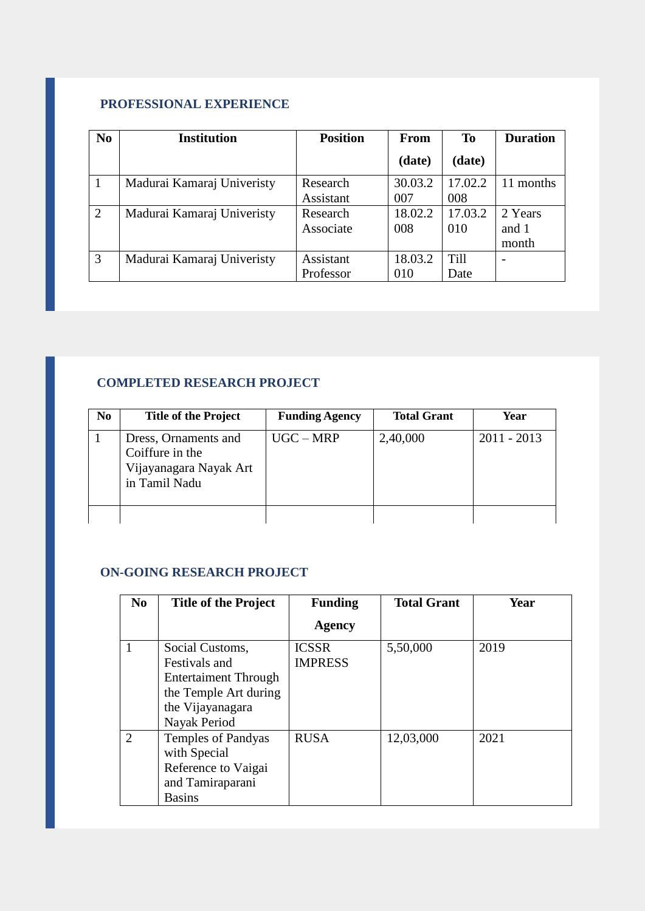## PROFESSIONAL EXPERIENCE

| No | Institution | Position | From (date) | To (date) | Duration |
|---|---|---|---|---|---|
| 1 | Madurai Kamaraj Univeristy | Research Assistant | 30.03.2007 | 17.02.2008 | 11 months |
| 2 | Madurai Kamaraj Univeristy | Research Associate | 18.02.2008 | 17.03.2010 | 2 Years and 1 month |
| 3 | Madurai Kamaraj Univeristy | Assistant Professor | 18.03.2010 | Till Date | - |

## COMPLETED RESEARCH PROJECT

| No | Title of the Project | Funding Agency | Total Grant | Year |
|---|---|---|---|---|
| 1 | Dress, Ornaments and Coiffure in the Vijayanagara Nayak Art in Tamil Nadu | UGC – MRP | 2,40,000 | 2011 - 2013 |
| | | | | |

## ON-GOING RESEARCH PROJECT

| No | Title of the Project | Funding Agency | Total Grant | Year |
|---|---|---|---|---|
| 1 | Social Customs, Festivals and Entertaiment Through the Temple Art during the Vijayanagara Nayak Period | ICSSR IMPRESS | 5,50,000 | 2019 |
| 2 | Temples of Pandyas with Special Reference to Vaigai and Tamiraparani Basins | RUSA | 12,03,000 | 2021 |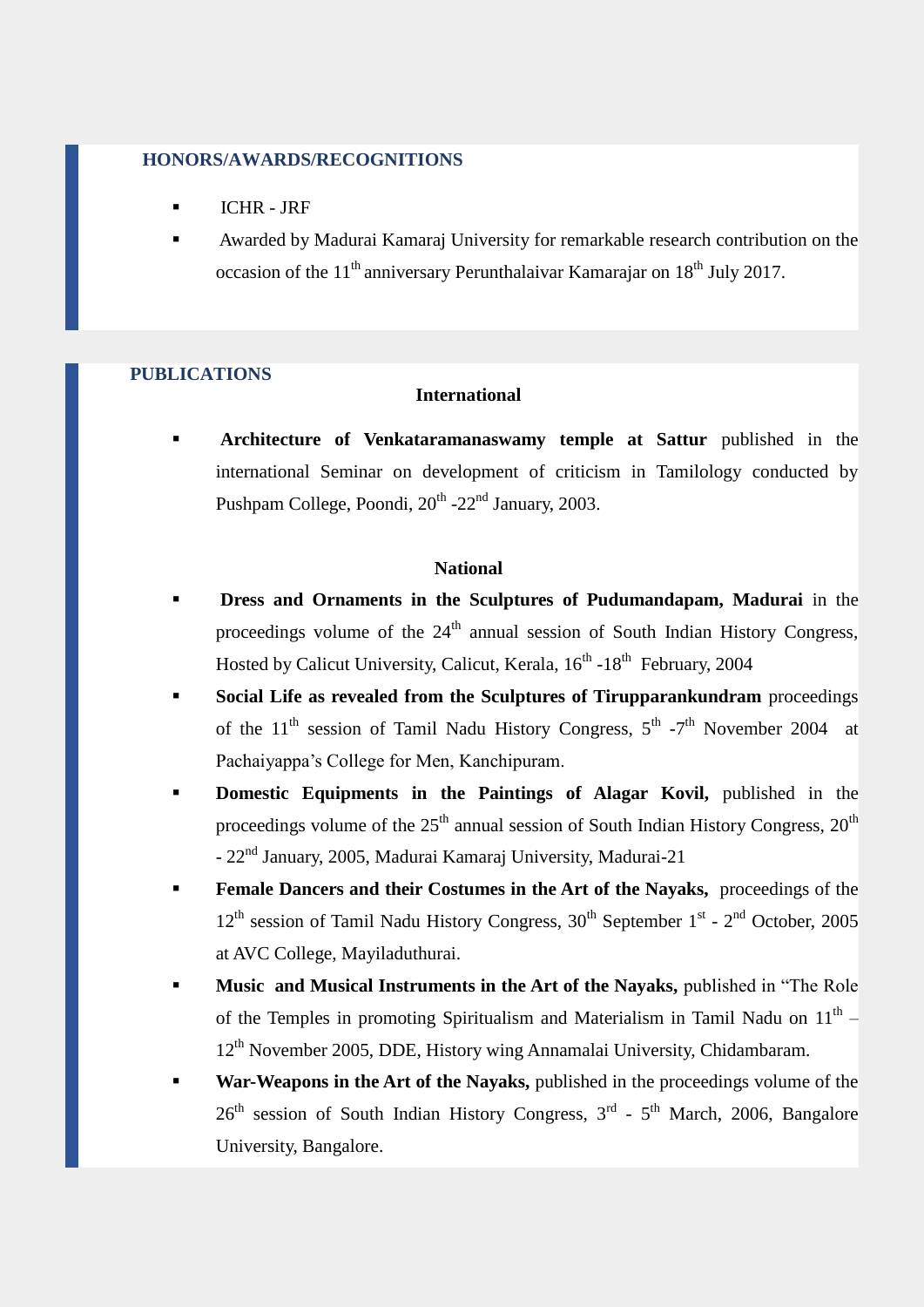## HONORS/AWARDS/RECOGNITIONS

- ICHR - JRF
- Awarded by Madurai Kamaraj University for remarkable research contribution on the occasion of the 11th anniversary Perunthalaivar Kamarajar on 18th July 2017.

## PUBLICATIONS

### International

- **Architecture of Venkataramanaswamy temple at Sattur** published in the international Seminar on development of criticism in Tamilology conducted by Pushpam College, Poondi, 20th -22nd January, 2003.

### National

- **Dress and Ornaments in the Sculptures of Pudumandapam, Madurai** in the proceedings volume of the 24th annual session of South Indian History Congress, Hosted by Calicut University, Calicut, Kerala, 16th -18th February, 2004
- **Social Life as revealed from the Sculptures of Tirupparankundram** proceedings of the 11th session of Tamil Nadu History Congress, 5th -7th November 2004 at Pachaiyappa's College for Men, Kanchipuram.
- **Domestic Equipments in the Paintings of Alagar Kovil,** published in the proceedings volume of the 25th annual session of South Indian History Congress, 20th - 22nd January, 2005, Madurai Kamaraj University, Madurai-21
- **Female Dancers and their Costumes in the Art of the Nayaks,** proceedings of the 12th session of Tamil Nadu History Congress, 30th September 1st - 2nd October, 2005 at AVC College, Mayiladuthurai.
- **Music and Musical Instruments in the Art of the Nayaks,** published in "The Role of the Temples in promoting Spiritualism and Materialism in Tamil Nadu on 11th – 12th November 2005, DDE, History wing Annamalai University, Chidambaram.
- **War-Weapons in the Art of the Nayaks,** published in the proceedings volume of the 26th session of South Indian History Congress, 3rd - 5th March, 2006, Bangalore University, Bangalore.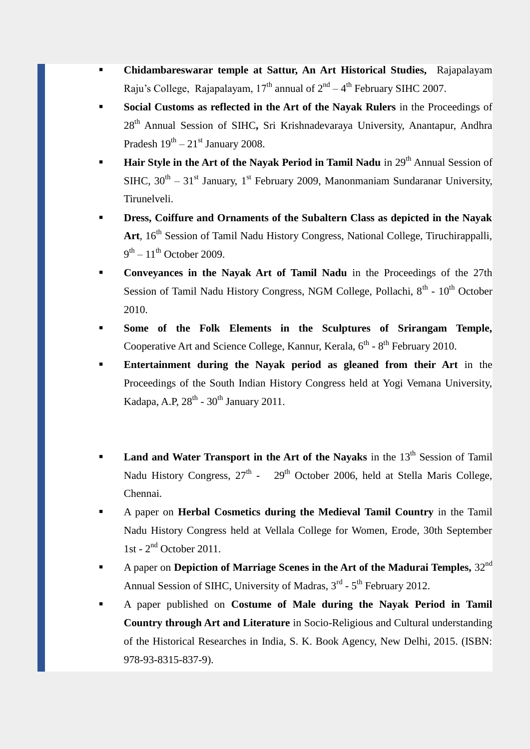- **Chidambareswarar temple at Sattur, An Art Historical Studies,** Rajapalayam Raju's College, Rajapalayam, 17th annual of 2nd – 4th February SIHC 2007.
- **Social Customs as reflected in the Art of the Nayak Rulers** in the Proceedings of 28th Annual Session of SIHC**,** Sri Krishnadevaraya University, Anantapur, Andhra Pradesh 19th – 21st January 2008.
- **Hair Style in the Art of the Nayak Period in Tamil Nadu** in 29th Annual Session of SIHC, 30th – 31st January, 1st February 2009, Manonmaniam Sundaranar University, Tirunelveli.
- **Dress, Coiffure and Ornaments of the Subaltern Class as depicted in the Nayak Art**, 16th Session of Tamil Nadu History Congress, National College, Tiruchirappalli, 9th – 11th October 2009.
- **Conveyances in the Nayak Art of Tamil Nadu** in the Proceedings of the 27th Session of Tamil Nadu History Congress, NGM College, Pollachi, 8th - 10th October 2010.
- **Some of the Folk Elements in the Sculptures of Srirangam Temple,** Cooperative Art and Science College, Kannur, Kerala, 6th - 8th February 2010.
- **Entertainment during the Nayak period as gleaned from their Art** in the Proceedings of the South Indian History Congress held at Yogi Vemana University, Kadapa, A.P, 28th - 30th January 2011.

- **Land and Water Transport in the Art of the Nayaks** in the 13th Session of Tamil Nadu History Congress, 27th - 29th October 2006, held at Stella Maris College, Chennai.
- A paper on **Herbal Cosmetics during the Medieval Tamil Country** in the Tamil Nadu History Congress held at Vellala College for Women, Erode, 30th September 1st - 2nd October 2011.
- A paper on **Depiction of Marriage Scenes in the Art of the Madurai Temples,** 32nd Annual Session of SIHC, University of Madras, 3rd - 5th February 2012.
- A paper published on **Costume of Male during the Nayak Period in Tamil Country through Art and Literature** in Socio-Religious and Cultural understanding of the Historical Researches in India, S. K. Book Agency, New Delhi, 2015. (ISBN: 978-93-8315-837-9).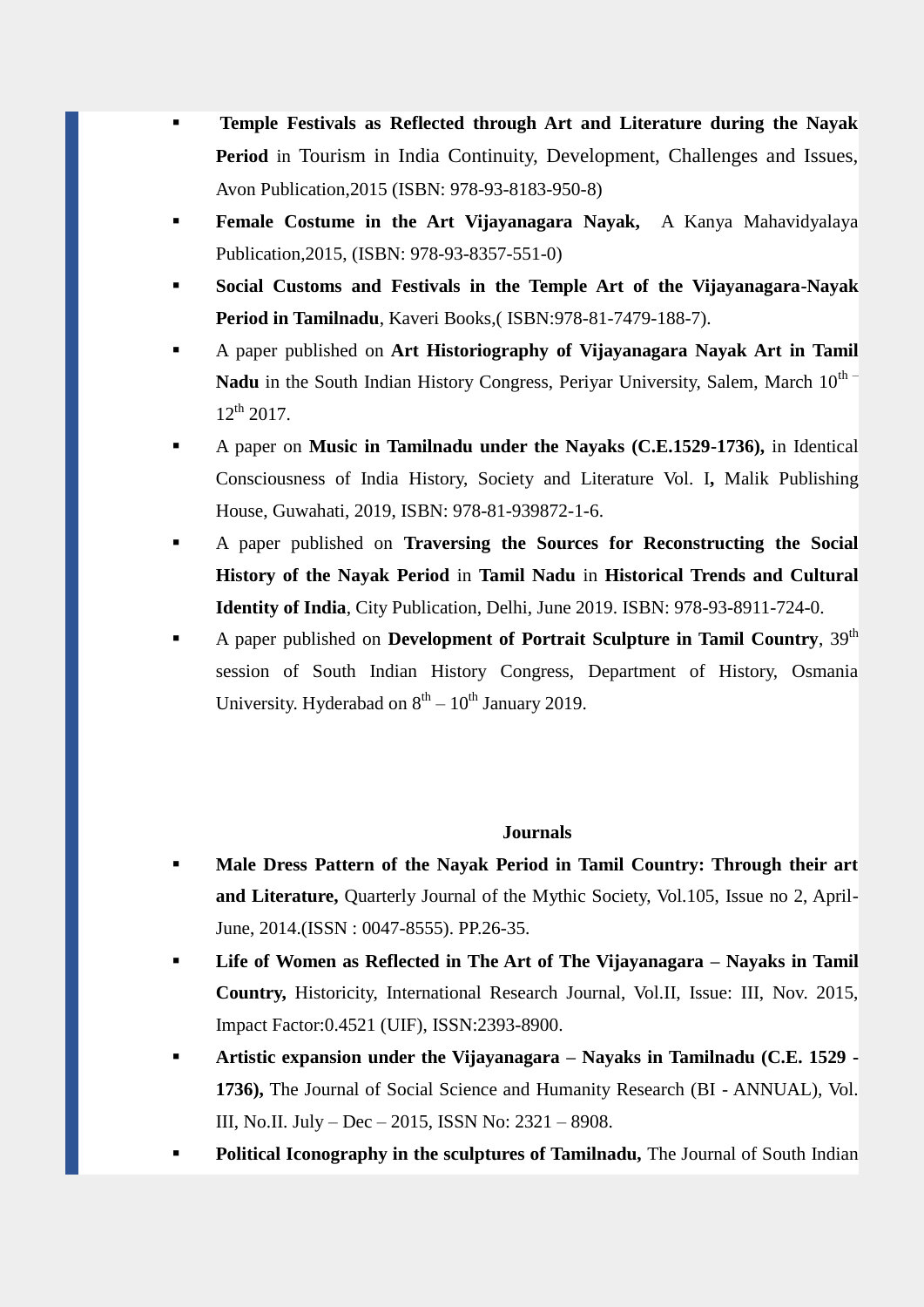- **Temple Festivals as Reflected through Art and Literature during the Nayak Period** in Tourism in India Continuity, Development, Challenges and Issues, Avon Publication,2015 (ISBN: 978-93-8183-950-8)
- **Female Costume in the Art Vijayanagara Nayak,** A Kanya Mahavidyalaya Publication,2015, (ISBN: 978-93-8357-551-0)
- **Social Customs and Festivals in the Temple Art of the Vijayanagara-Nayak Period in Tamilnadu**, Kaveri Books,( ISBN:978-81-7479-188-7).
- A paper published on **Art Historiography of Vijayanagara Nayak Art in Tamil Nadu** in the South Indian History Congress, Periyar University, Salem, March 10th – 12th 2017.
- A paper on **Music in Tamilnadu under the Nayaks (C.E.1529-1736),** in Identical Consciousness of India History, Society and Literature Vol. I**,** Malik Publishing House, Guwahati, 2019, ISBN: 978-81-939872-1-6.
- A paper published on **Traversing the Sources for Reconstructing the Social History of the Nayak Period** in **Tamil Nadu** in **Historical Trends and Cultural Identity of India**, City Publication, Delhi, June 2019. ISBN: 978-93-8911-724-0.
- A paper published on **Development of Portrait Sculpture in Tamil Country**, 39th session of South Indian History Congress, Department of History, Osmania University. Hyderabad on 8th – 10th January 2019.

**Journals**

- **Male Dress Pattern of the Nayak Period in Tamil Country: Through their art and Literature,** Quarterly Journal of the Mythic Society, Vol.105, Issue no 2, April-June, 2014.(ISSN : 0047-8555). PP.26-35.
- **Life of Women as Reflected in The Art of The Vijayanagara – Nayaks in Tamil Country,** Historicity, International Research Journal, Vol.II, Issue: III, Nov. 2015, Impact Factor:0.4521 (UIF), ISSN:2393-8900.
- **Artistic expansion under the Vijayanagara – Nayaks in Tamilnadu (C.E. 1529 - 1736),** The Journal of Social Science and Humanity Research (BI - ANNUAL), Vol. III, No.II. July – Dec – 2015, ISSN No: 2321 – 8908.
- **Political Iconography in the sculptures of Tamilnadu,** The Journal of South Indian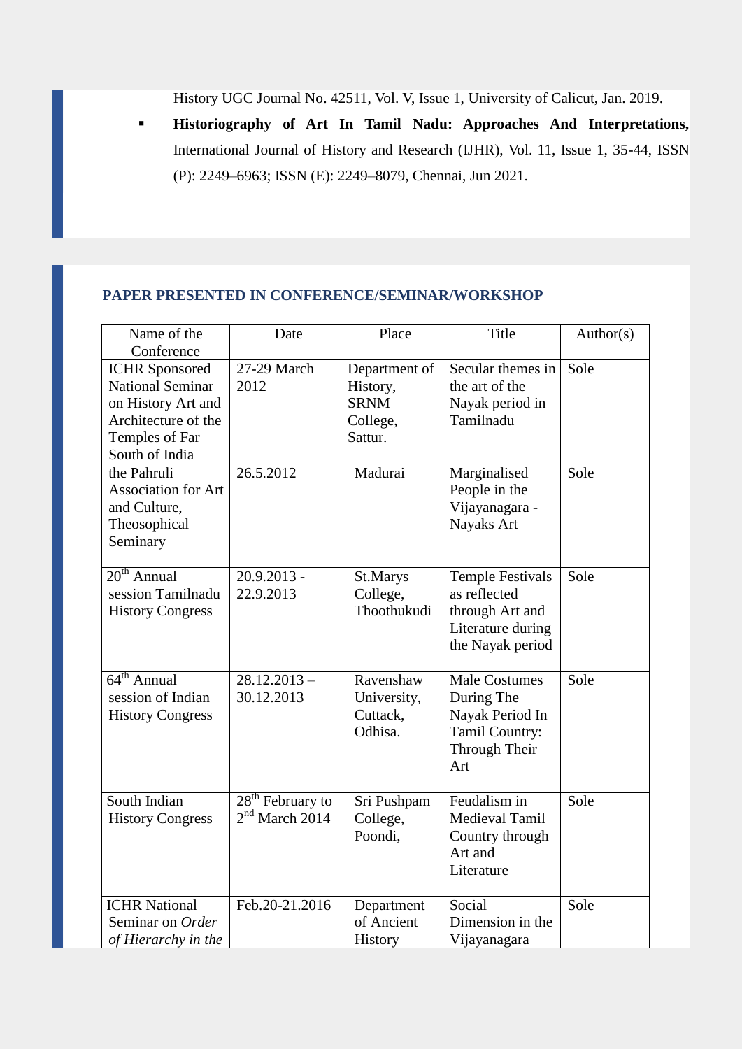History UGC Journal No. 42511, Vol. V, Issue 1, University of Calicut, Jan. 2019.

- **Historiography of Art In Tamil Nadu: Approaches And Interpretations,** International Journal of History and Research (IJHR), Vol. 11, Issue 1, 35-44, ISSN (P): 2249–6963; ISSN (E): 2249–8079, Chennai, Jun 2021.

## PAPER PRESENTED IN CONFERENCE/SEMINAR/WORKSHOP

| Name of the Conference | Date | Place | Title | Author(s) |
|---|---|---|---|---|
| ICHR Sponsored National Seminar on History Art and Architecture of the Temples of Far South of India | 27-29 March 2012 | Department of History, SRNM College, Sattur. | Secular themes in the art of the Nayak period in Tamilnadu | Sole |
| the Pahruli Association for Art and Culture, Theosophical Seminary | 26.5.2012 | Madurai | Marginalised People in the Vijayanagara - Nayaks Art | Sole |
| 20th Annual session Tamilnadu History Congress | 20.9.2013 - 22.9.2013 | St.Marys College, Thoothukudi | Temple Festivals as reflected through Art and Literature during the Nayak period | Sole |
| 64th Annual session of Indian History Congress | 28.12.2013 – 30.12.2013 | Ravenshaw University, Cuttack, Odhisa. | Male Costumes During The Nayak Period In Tamil Country: Through Their Art | Sole |
| South Indian History Congress | 28th February to 2nd March 2014 | Sri Pushpam College, Poondi, | Feudalism in Medieval Tamil Country through Art and Literature | Sole |
| ICHR National Seminar on *Order of Hierarchy in the* | Feb.20-21.2016 | Department of Ancient History | Social Dimension in the Vijayanagara | Sole |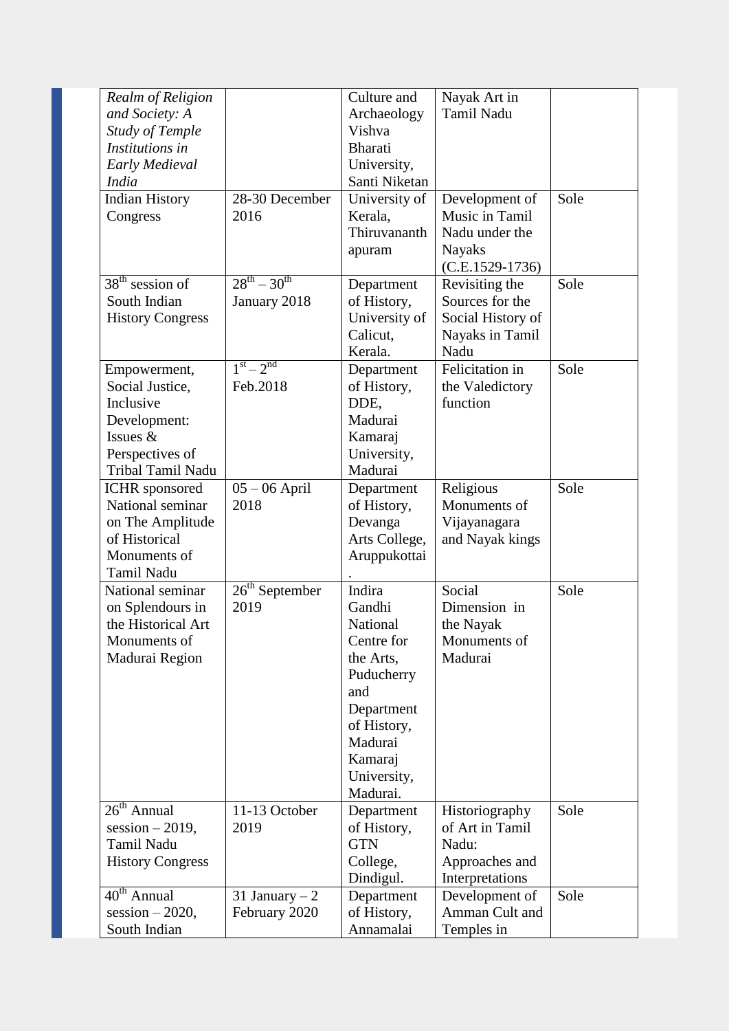| *Realm of Religion and Society: A Study of Temple Institutions in Early Medieval India* | | Culture and Archaeology Vishva Bharati University, Santi Niketan | Nayak Art in Tamil Nadu | |
|---|---|---|---|---|
| Indian History Congress | 28-30 December 2016 | University of Kerala, Thiruvananthapuram | Development of Music in Tamil Nadu under the Nayaks (C.E.1529-1736) | Sole |
| 38th session of South Indian History Congress | 28th – 30th January 2018 | Department of History, University of Calicut, Kerala. | Revisiting the Sources for the Social History of Nayaks in Tamil Nadu | Sole |
| Empowerment, Social Justice, Inclusive Development: Issues & Perspectives of Tribal Tamil Nadu | 1st – 2nd Feb.2018 | Department of History, DDE, Madurai Kamaraj University, Madurai | Felicitation in the Valedictory function | Sole |
| ICHR sponsored National seminar on The Amplitude of Historical Monuments of Tamil Nadu | 05 – 06 April 2018 | Department of History, Devanga Arts College, Aruppukottai. | Religious Monuments of Vijayanagara and Nayak kings | Sole |
| National seminar on Splendours in the Historical Art Monuments of Madurai Region | 26th September 2019 | Indira Gandhi National Centre for the Arts, Puducherry and Department of History, Madurai Kamaraj University, Madurai. | Social Dimension in the Nayak Monuments of Madurai | Sole |
| 26th Annual session – 2019, Tamil Nadu History Congress | 11-13 October 2019 | Department of History, GTN College, Dindigul. | Historiography of Art in Tamil Nadu: Approaches and Interpretations | Sole |
| 40th Annual session – 2020, South Indian | 31 January – 2 February 2020 | Department of History, Annamalai | Development of Amman Cult and Temples in | Sole |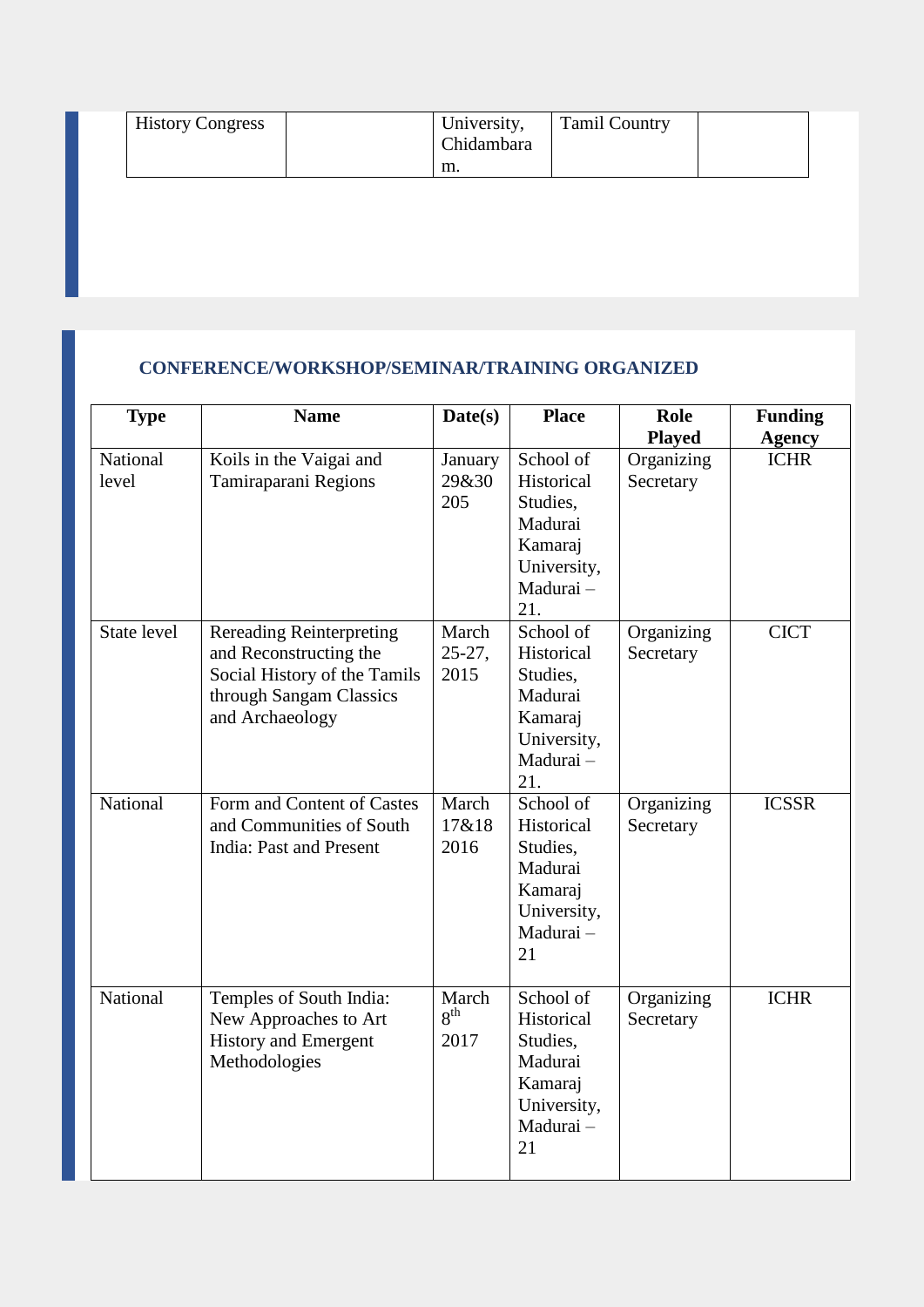| History Congress | | University, Chidambaram. | Tamil Country | |
|---|---|---|---|---|

## CONFERENCE/WORKSHOP/SEMINAR/TRAINING ORGANIZED

| Type | Name | Date(s) | Place | Role Played | Funding Agency |
|---|---|---|---|---|---|
| National level | Koils in the Vaigai and Tamiraparani Regions | January 29&30 205 | School of Historical Studies, Madurai Kamaraj University, Madurai – 21. | Organizing Secretary | ICHR |
| State level | Rereading Reinterpreting and Reconstructing the Social History of the Tamils through Sangam Classics and Archaeology | March 25-27, 2015 | School of Historical Studies, Madurai Kamaraj University, Madurai – 21. | Organizing Secretary | CICT |
| National | Form and Content of Castes and Communities of South India: Past and Present | March 17&18 2016 | School of Historical Studies, Madurai Kamaraj University, Madurai – 21 | Organizing Secretary | ICSSR |
| National | Temples of South India: New Approaches to Art History and Emergent Methodologies | March 8th 2017 | School of Historical Studies, Madurai Kamaraj University, Madurai – 21 | Organizing Secretary | ICHR |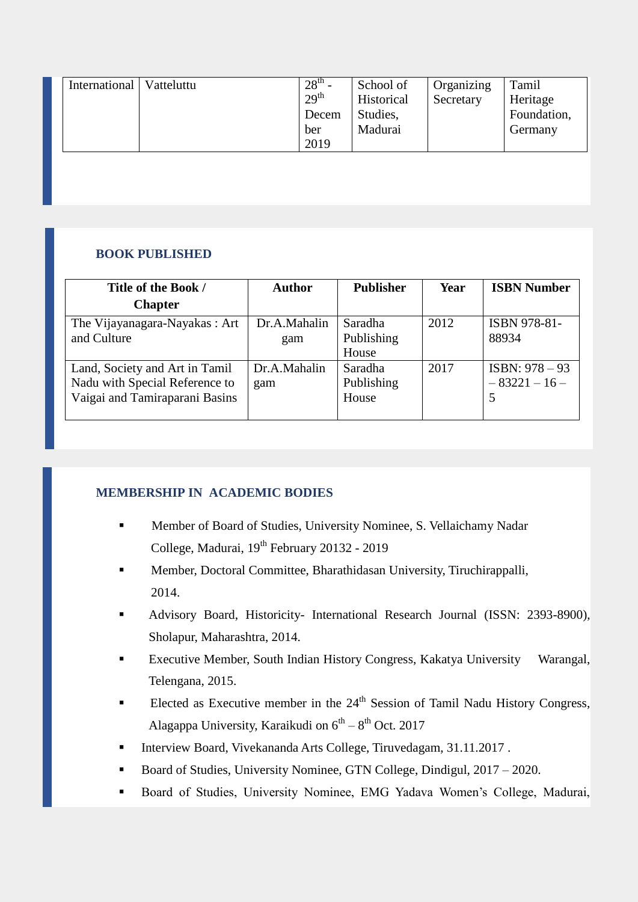| International | Vatteluttu | 28th - 29th December 2019 | School of Historical Studies, Madurai | Organizing Secretary | Tamil Heritage Foundation, Germany |
|---|---|---|---|---|---|

## BOOK PUBLISHED

| Title of the Book / Chapter | Author | Publisher | Year | ISBN Number |
|---|---|---|---|---|
| The Vijayanagara-Nayakas : Art and Culture | Dr.A.Mahalingam | Saradha Publishing House | 2012 | ISBN 978-81-88934 |
| Land, Society and Art in Tamil Nadu with Special Reference to Vaigai and Tamiraparani Basins | Dr.A.Mahalingam | Saradha Publishing House | 2017 | ISBN: 978 – 93 – 83221 – 16 – 5 |

## MEMBERSHIP IN ACADEMIC BODIES

- Member of Board of Studies, University Nominee, S. Vellaichamy Nadar College, Madurai, 19th February 20132 - 2019
- Member, Doctoral Committee, Bharathidasan University, Tiruchirappalli, 2014.
- Advisory Board, Historicity- International Research Journal (ISSN: 2393-8900), Sholapur, Maharashtra, 2014.
- Executive Member, South Indian History Congress, Kakatya University Warangal, Telengana, 2015.
- Elected as Executive member in the 24th Session of Tamil Nadu History Congress, Alagappa University, Karaikudi on 6th – 8th Oct. 2017
- Interview Board, Vivekananda Arts College, Tiruvedagam, 31.11.2017 .
- Board of Studies, University Nominee, GTN College, Dindigul, 2017 – 2020.
- Board of Studies, University Nominee, EMG Yadava Women's College, Madurai,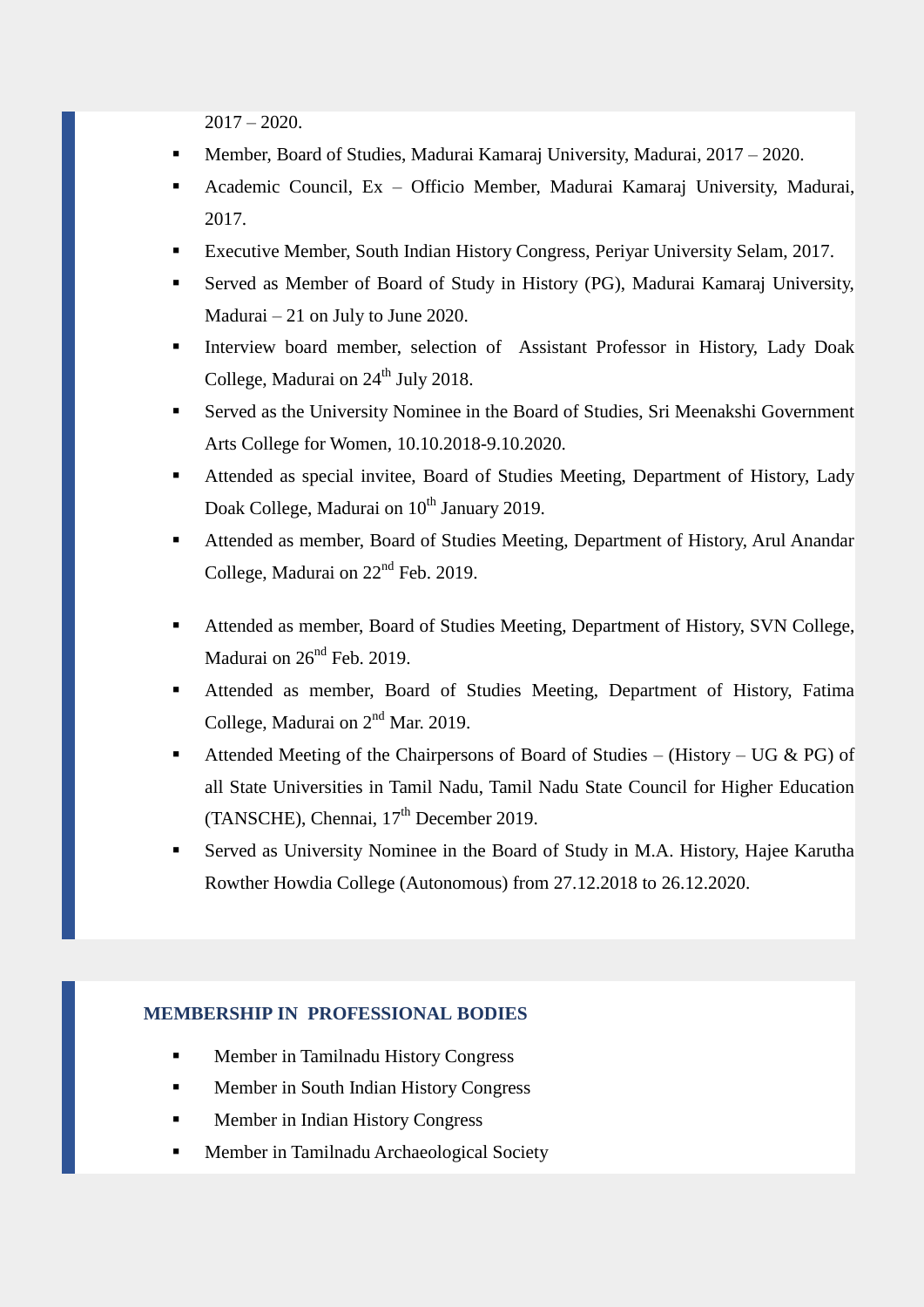2017 – 2020.

- Member, Board of Studies, Madurai Kamaraj University, Madurai, 2017 – 2020.
- Academic Council, Ex – Officio Member, Madurai Kamaraj University, Madurai, 2017.
- Executive Member, South Indian History Congress, Periyar University Selam, 2017.
- Served as Member of Board of Study in History (PG), Madurai Kamaraj University, Madurai – 21 on July to June 2020.
- Interview board member, selection of Assistant Professor in History, Lady Doak College, Madurai on 24th July 2018.
- Served as the University Nominee in the Board of Studies, Sri Meenakshi Government Arts College for Women, 10.10.2018-9.10.2020.
- Attended as special invitee, Board of Studies Meeting, Department of History, Lady Doak College, Madurai on 10th January 2019.
- Attended as member, Board of Studies Meeting, Department of History, Arul Anandar College, Madurai on 22nd Feb. 2019.
- Attended as member, Board of Studies Meeting, Department of History, SVN College, Madurai on 26nd Feb. 2019.
- Attended as member, Board of Studies Meeting, Department of History, Fatima College, Madurai on 2nd Mar. 2019.
- Attended Meeting of the Chairpersons of Board of Studies – (History – UG & PG) of all State Universities in Tamil Nadu, Tamil Nadu State Council for Higher Education (TANSCHE), Chennai, 17th December 2019.
- Served as University Nominee in the Board of Study in M.A. History, Hajee Karutha Rowther Howdia College (Autonomous) from 27.12.2018 to 26.12.2020.

**MEMBERSHIP IN PROFESSIONAL BODIES**

- Member in Tamilnadu History Congress
- Member in South Indian History Congress
- Member in Indian History Congress
- Member in Tamilnadu Archaeological Society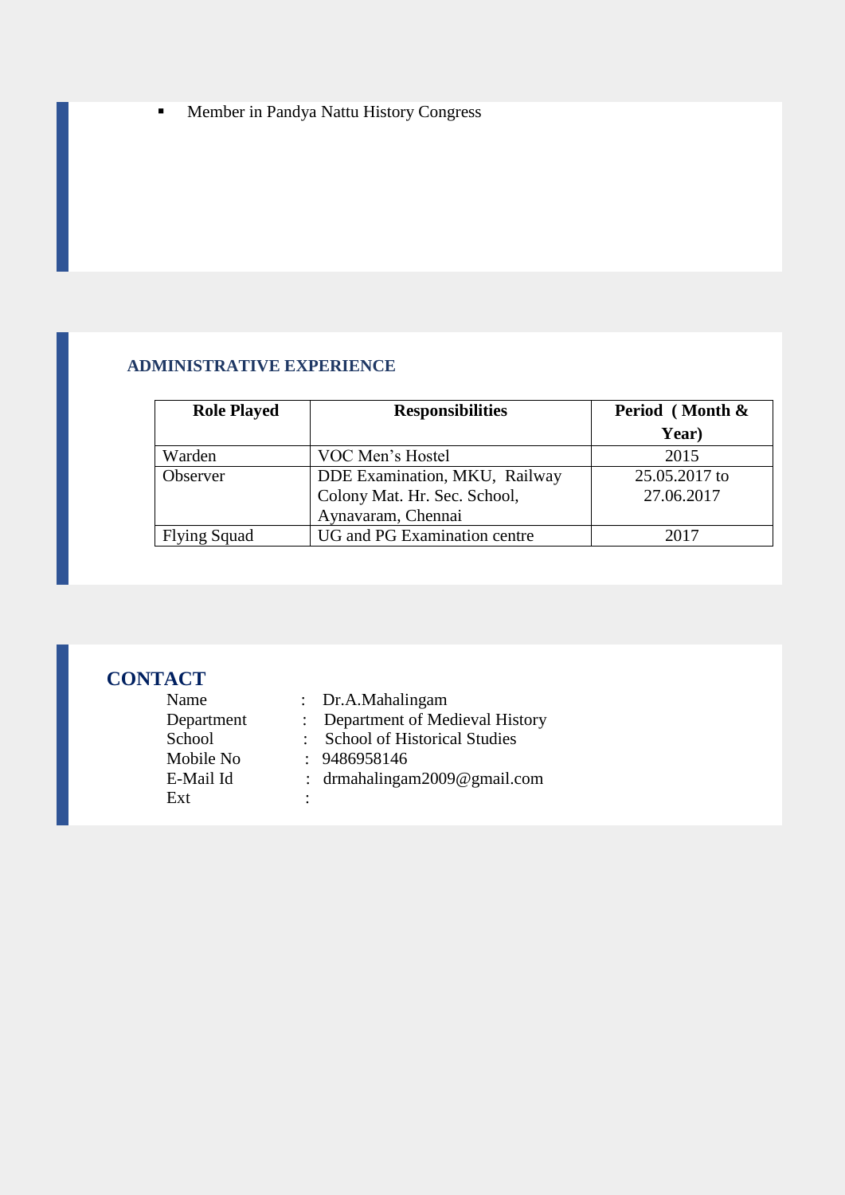- Member in Pandya Nattu History Congress

### ADMINISTRATIVE EXPERIENCE

| Role Played | Responsibilities | Period ( Month & Year) |
| --- | --- | --- |
| Warden | VOC Men's Hostel | 2015 |
| Observer | DDE Examination, MKU, Railway Colony Mat. Hr. Sec. School, Aynavaram, Chennai | 25.05.2017 to 27.06.2017 |
| Flying Squad | UG and PG Examination centre | 2017 |

## CONTACT

| | | |
| --- | --- | --- |
| Name | : | Dr.A.Mahalingam |
| Department | : | Department of Medieval History |
| School | : | School of Historical Studies |
| Mobile No | : | 9486958146 |
| E-Mail Id | : | drmahalingam2009@gmail.com |
| Ext | : | |